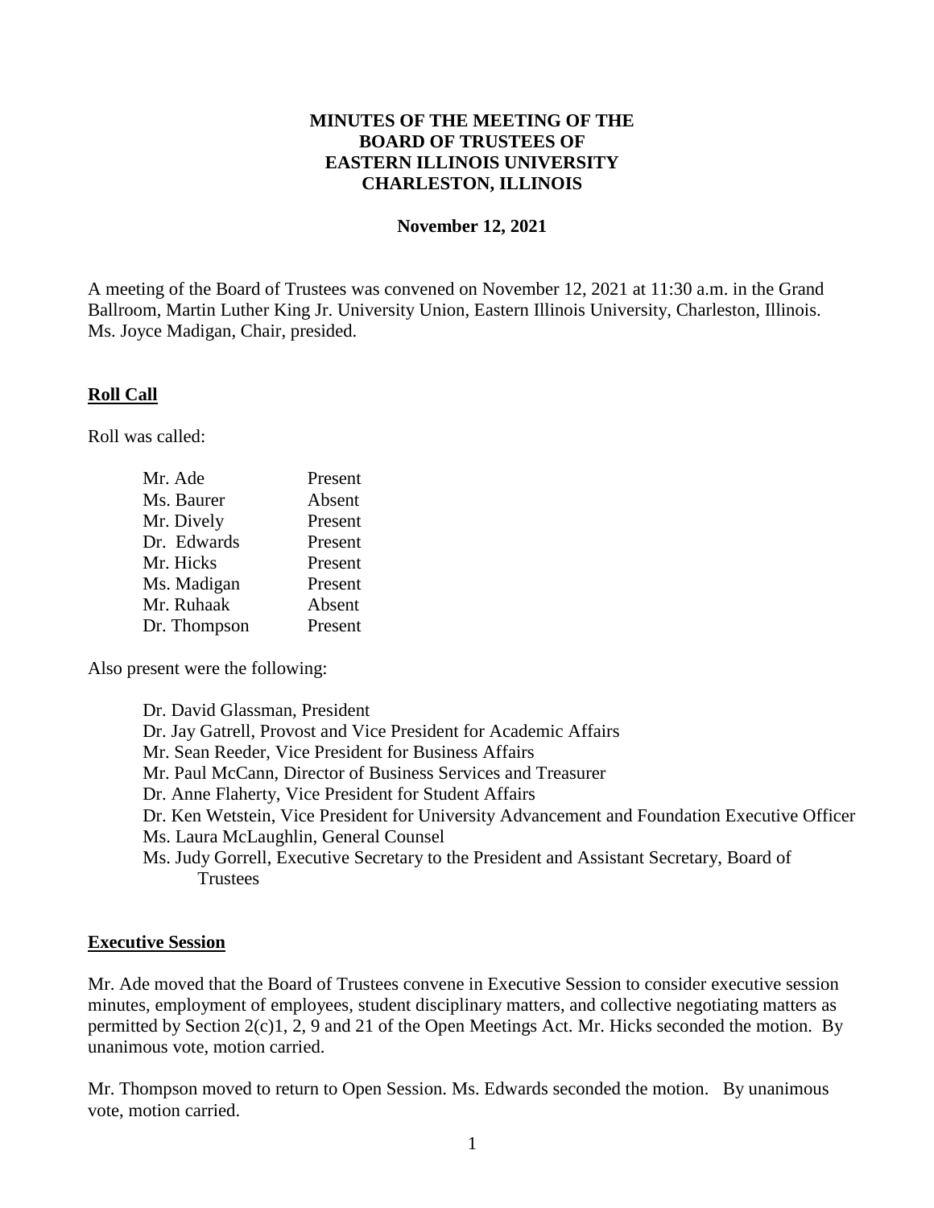**MINUTES OF THE MEETING OF THE BOARD OF TRUSTEES OF EASTERN ILLINOIS UNIVERSITY CHARLESTON, ILLINOIS**

**November 12, 2021**

A meeting of the Board of Trustees was convened on November 12, 2021 at 11:30 a.m. in the Grand Ballroom, Martin Luther King Jr. University Union, Eastern Illinois University, Charleston, Illinois. Ms. Joyce Madigan, Chair, presided.

## Roll Call

Roll was called:

| | |
|---|---|
| Mr. Ade | Present |
| Ms. Baurer | Absent |
| Mr. Dively | Present |
| Dr. Edwards | Present |
| Mr. Hicks | Present |
| Ms. Madigan | Present |
| Mr. Ruhaak | Absent |
| Dr. Thompson | Present |

Also present were the following:

- Dr. David Glassman, President
- Dr. Jay Gatrell, Provost and Vice President for Academic Affairs
- Mr. Sean Reeder, Vice President for Business Affairs
- Mr. Paul McCann, Director of Business Services and Treasurer
- Dr. Anne Flaherty, Vice President for Student Affairs
- Dr. Ken Wetstein, Vice President for University Advancement and Foundation Executive Officer
- Ms. Laura McLaughlin, General Counsel
- Ms. Judy Gorrell, Executive Secretary to the President and Assistant Secretary, Board of Trustees

## Executive Session

Mr. Ade moved that the Board of Trustees convene in Executive Session to consider executive session minutes, employment of employees, student disciplinary matters, and collective negotiating matters as permitted by Section 2(c)1, 2, 9 and 21 of the Open Meetings Act. Mr. Hicks seconded the motion. By unanimous vote, motion carried.

Mr. Thompson moved to return to Open Session. Ms. Edwards seconded the motion. By unanimous vote, motion carried.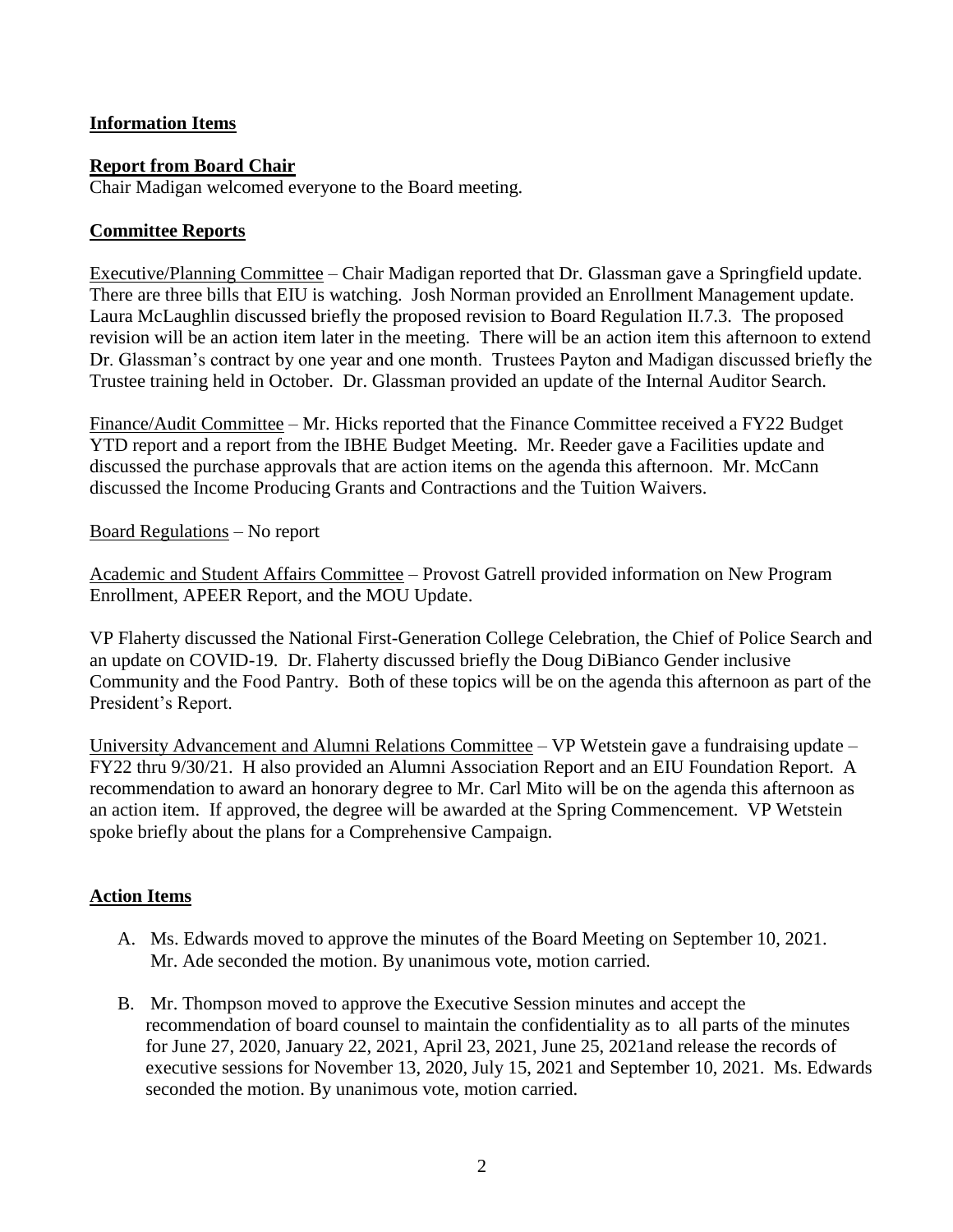## Information Items

## Report from Board Chair

Chair Madigan welcomed everyone to the Board meeting.

## Committee Reports

Executive/Planning Committee – Chair Madigan reported that Dr. Glassman gave a Springfield update. There are three bills that EIU is watching. Josh Norman provided an Enrollment Management update. Laura McLaughlin discussed briefly the proposed revision to Board Regulation II.7.3. The proposed revision will be an action item later in the meeting. There will be an action item this afternoon to extend Dr. Glassman's contract by one year and one month. Trustees Payton and Madigan discussed briefly the Trustee training held in October. Dr. Glassman provided an update of the Internal Auditor Search.

Finance/Audit Committee – Mr. Hicks reported that the Finance Committee received a FY22 Budget YTD report and a report from the IBHE Budget Meeting. Mr. Reeder gave a Facilities update and discussed the purchase approvals that are action items on the agenda this afternoon. Mr. McCann discussed the Income Producing Grants and Contractions and the Tuition Waivers.

Board Regulations – No report

Academic and Student Affairs Committee – Provost Gatrell provided information on New Program Enrollment, APEER Report, and the MOU Update.

VP Flaherty discussed the National First-Generation College Celebration, the Chief of Police Search and an update on COVID-19. Dr. Flaherty discussed briefly the Doug DiBianco Gender inclusive Community and the Food Pantry. Both of these topics will be on the agenda this afternoon as part of the President's Report.

University Advancement and Alumni Relations Committee – VP Wetstein gave a fundraising update – FY22 thru 9/30/21. H also provided an Alumni Association Report and an EIU Foundation Report. A recommendation to award an honorary degree to Mr. Carl Mito will be on the agenda this afternoon as an action item. If approved, the degree will be awarded at the Spring Commencement. VP Wetstein spoke briefly about the plans for a Comprehensive Campaign.

## Action Items

A. Ms. Edwards moved to approve the minutes of the Board Meeting on September 10, 2021. Mr. Ade seconded the motion. By unanimous vote, motion carried.

B. Mr. Thompson moved to approve the Executive Session minutes and accept the recommendation of board counsel to maintain the confidentiality as to all parts of the minutes for June 27, 2020, January 22, 2021, April 23, 2021, June 25, 2021and release the records of executive sessions for November 13, 2020, July 15, 2021 and September 10, 2021. Ms. Edwards seconded the motion. By unanimous vote, motion carried.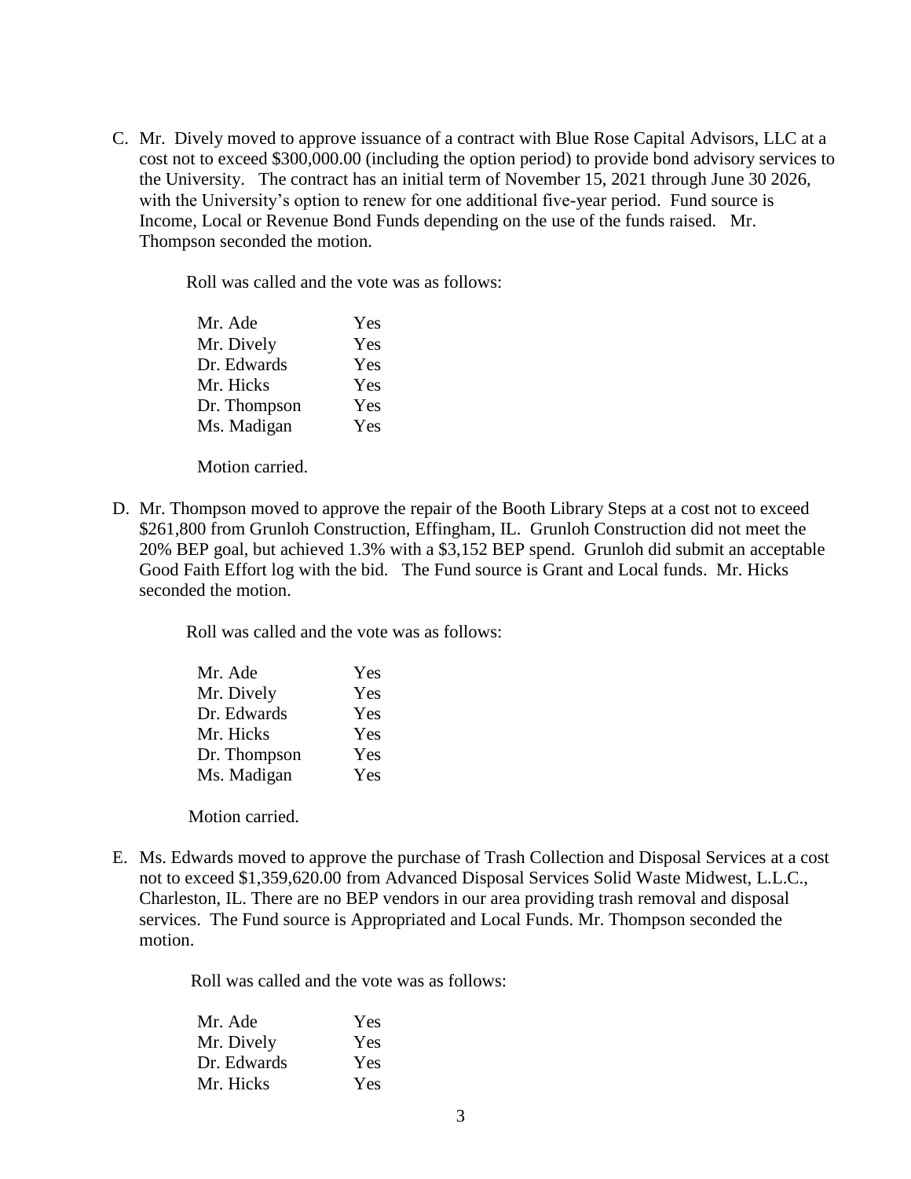C. Mr. Dively moved to approve issuance of a contract with Blue Rose Capital Advisors, LLC at a cost not to exceed $300,000.00 (including the option period) to provide bond advisory services to the University. The contract has an initial term of November 15, 2021 through June 30 2026, with the University's option to renew for one additional five-year period. Fund source is Income, Local or Revenue Bond Funds depending on the use of the funds raised. Mr. Thompson seconded the motion.

Roll was called and the vote was as follows:

| | |
|---|---|
| Mr. Ade | Yes |
| Mr. Dively | Yes |
| Dr. Edwards | Yes |
| Mr. Hicks | Yes |
| Dr. Thompson | Yes |
| Ms. Madigan | Yes |

Motion carried.

D. Mr. Thompson moved to approve the repair of the Booth Library Steps at a cost not to exceed $261,800 from Grunloh Construction, Effingham, IL. Grunloh Construction did not meet the 20% BEP goal, but achieved 1.3% with a $3,152 BEP spend. Grunloh did submit an acceptable Good Faith Effort log with the bid. The Fund source is Grant and Local funds. Mr. Hicks seconded the motion.

Roll was called and the vote was as follows:

| | |
|---|---|
| Mr. Ade | Yes |
| Mr. Dively | Yes |
| Dr. Edwards | Yes |
| Mr. Hicks | Yes |
| Dr. Thompson | Yes |
| Ms. Madigan | Yes |

Motion carried.

E. Ms. Edwards moved to approve the purchase of Trash Collection and Disposal Services at a cost not to exceed $1,359,620.00 from Advanced Disposal Services Solid Waste Midwest, L.L.C., Charleston, IL. There are no BEP vendors in our area providing trash removal and disposal services. The Fund source is Appropriated and Local Funds. Mr. Thompson seconded the motion.

Roll was called and the vote was as follows:

| | |
|---|---|
| Mr. Ade | Yes |
| Mr. Dively | Yes |
| Dr. Edwards | Yes |
| Mr. Hicks | Yes |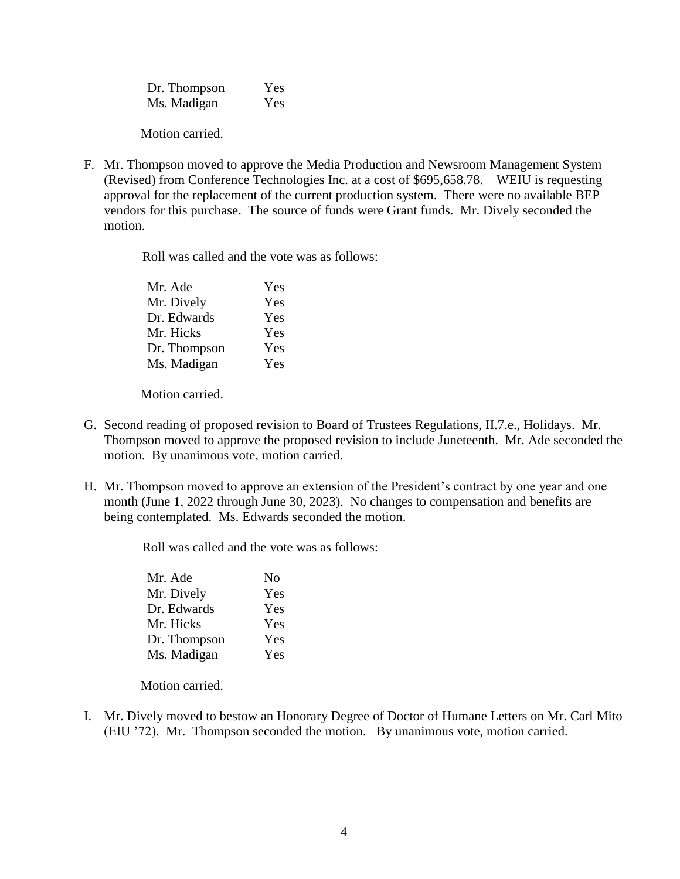| | |
|---|---|
| Dr. Thompson | Yes |
| Ms. Madigan | Yes |

Motion carried.

F. Mr. Thompson moved to approve the Media Production and Newsroom Management System (Revised) from Conference Technologies Inc. at a cost of $695,658.78. WEIU is requesting approval for the replacement of the current production system. There were no available BEP vendors for this purchase. The source of funds were Grant funds. Mr. Dively seconded the motion.

Roll was called and the vote was as follows:

| | |
|---|---|
| Mr. Ade | Yes |
| Mr. Dively | Yes |
| Dr. Edwards | Yes |
| Mr. Hicks | Yes |
| Dr. Thompson | Yes |
| Ms. Madigan | Yes |

Motion carried.

G. Second reading of proposed revision to Board of Trustees Regulations, II.7.e., Holidays. Mr. Thompson moved to approve the proposed revision to include Juneteenth. Mr. Ade seconded the motion. By unanimous vote, motion carried.

H. Mr. Thompson moved to approve an extension of the President's contract by one year and one month (June 1, 2022 through June 30, 2023). No changes to compensation and benefits are being contemplated. Ms. Edwards seconded the motion.

Roll was called and the vote was as follows:

| | |
|---|---|
| Mr. Ade | No |
| Mr. Dively | Yes |
| Dr. Edwards | Yes |
| Mr. Hicks | Yes |
| Dr. Thompson | Yes |
| Ms. Madigan | Yes |

Motion carried.

I. Mr. Dively moved to bestow an Honorary Degree of Doctor of Humane Letters on Mr. Carl Mito (EIU '72). Mr. Thompson seconded the motion. By unanimous vote, motion carried.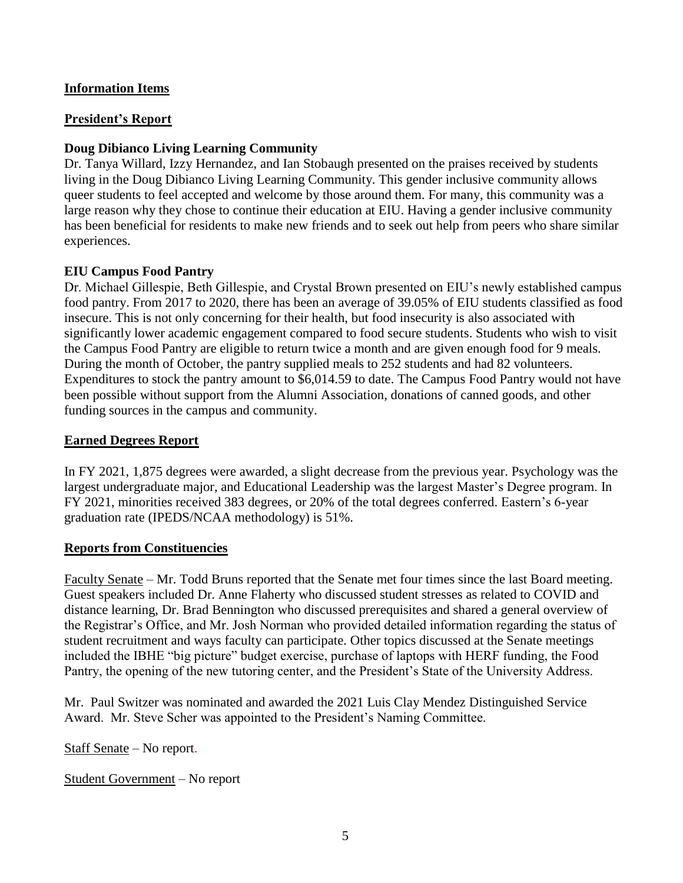## Information Items

## President's Report

### Doug Dibianco Living Learning Community

Dr. Tanya Willard, Izzy Hernandez, and Ian Stobaugh presented on the praises received by students living in the Doug Dibianco Living Learning Community. This gender inclusive community allows queer students to feel accepted and welcome by those around them. For many, this community was a large reason why they chose to continue their education at EIU. Having a gender inclusive community has been beneficial for residents to make new friends and to seek out help from peers who share similar experiences.

### EIU Campus Food Pantry

Dr. Michael Gillespie, Beth Gillespie, and Crystal Brown presented on EIU's newly established campus food pantry. From 2017 to 2020, there has been an average of 39.05% of EIU students classified as food insecure. This is not only concerning for their health, but food insecurity is also associated with significantly lower academic engagement compared to food secure students. Students who wish to visit the Campus Food Pantry are eligible to return twice a month and are given enough food for 9 meals. During the month of October, the pantry supplied meals to 252 students and had 82 volunteers. Expenditures to stock the pantry amount to $6,014.59 to date. The Campus Food Pantry would not have been possible without support from the Alumni Association, donations of canned goods, and other funding sources in the campus and community.

## Earned Degrees Report

In FY 2021, 1,875 degrees were awarded, a slight decrease from the previous year. Psychology was the largest undergraduate major, and Educational Leadership was the largest Master's Degree program. In FY 2021, minorities received 383 degrees, or 20% of the total degrees conferred. Eastern's 6-year graduation rate (IPEDS/NCAA methodology) is 51%.

## Reports from Constituencies

Faculty Senate – Mr. Todd Bruns reported that the Senate met four times since the last Board meeting. Guest speakers included Dr. Anne Flaherty who discussed student stresses as related to COVID and distance learning, Dr. Brad Bennington who discussed prerequisites and shared a general overview of the Registrar's Office, and Mr. Josh Norman who provided detailed information regarding the status of student recruitment and ways faculty can participate. Other topics discussed at the Senate meetings included the IBHE "big picture" budget exercise, purchase of laptops with HERF funding, the Food Pantry, the opening of the new tutoring center, and the President's State of the University Address.

Mr. Paul Switzer was nominated and awarded the 2021 Luis Clay Mendez Distinguished Service Award. Mr. Steve Scher was appointed to the President's Naming Committee.

Staff Senate – No report.

Student Government – No report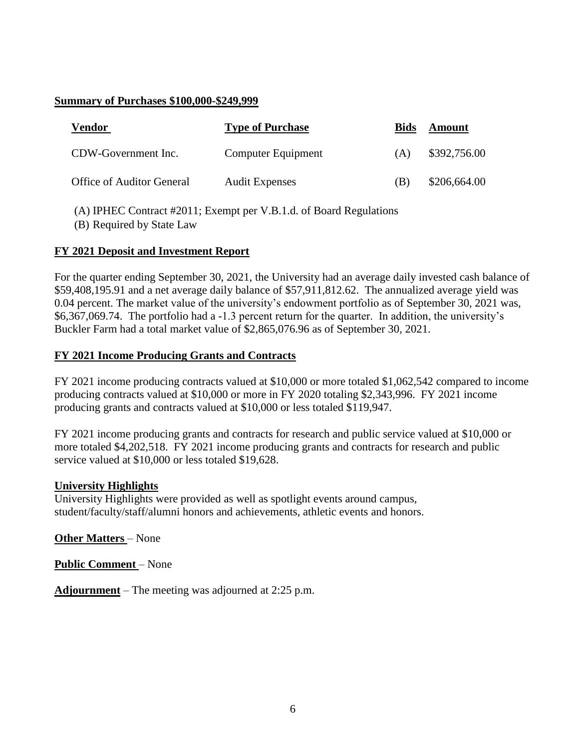**Summary of Purchases $100,000-$249,999**

| Vendor | Type of Purchase | Bids | Amount |
|---|---|---|---|
| CDW-Government Inc. | Computer Equipment | (A) | $392,756.00 |
| Office of Auditor General | Audit Expenses | (B) | $206,664.00 |

(A) IPHEC Contract #2011; Exempt per V.B.1.d. of Board Regulations
(B) Required by State Law

**FY 2021 Deposit and Investment Report**

For the quarter ending September 30, 2021, the University had an average daily invested cash balance of $59,408,195.91 and a net average daily balance of $57,911,812.62. The annualized average yield was 0.04 percent. The market value of the university's endowment portfolio as of September 30, 2021 was, $6,367,069.74. The portfolio had a -1.3 percent return for the quarter. In addition, the university's Buckler Farm had a total market value of $2,865,076.96 as of September 30, 2021.

**FY 2021 Income Producing Grants and Contracts**

FY 2021 income producing contracts valued at $10,000 or more totaled $1,062,542 compared to income producing contracts valued at $10,000 or more in FY 2020 totaling $2,343,996. FY 2021 income producing grants and contracts valued at $10,000 or less totaled $119,947.

FY 2021 income producing grants and contracts for research and public service valued at $10,000 or more totaled $4,202,518. FY 2021 income producing grants and contracts for research and public service valued at $10,000 or less totaled $19,628.

**University Highlights**
University Highlights were provided as well as spotlight events around campus, student/faculty/staff/alumni honors and achievements, athletic events and honors.

**Other Matters** – None

**Public Comment** – None

**Adjournment** – The meeting was adjourned at 2:25 p.m.